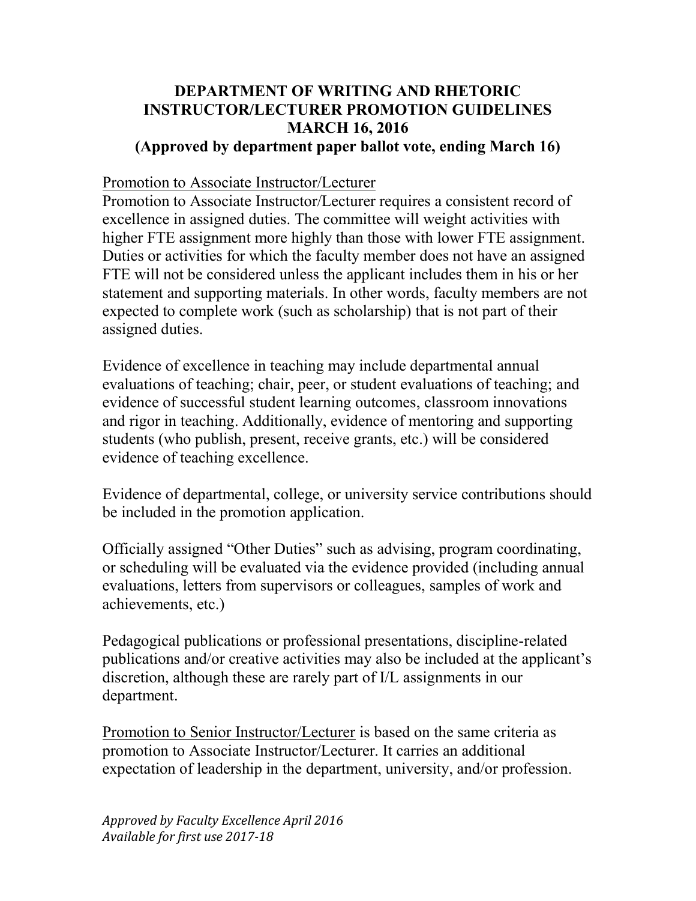# DEPARTMENT OF WRITING AND RHETORIC
# INSTRUCTOR/LECTURER PROMOTION GUIDELINES
# MARCH 16, 2016
## (Approved by department paper ballot vote, ending March 16)

Promotion to Associate Instructor/Lecturer

Promotion to Associate Instructor/Lecturer requires a consistent record of excellence in assigned duties. The committee will weight activities with higher FTE assignment more highly than those with lower FTE assignment. Duties or activities for which the faculty member does not have an assigned FTE will not be considered unless the applicant includes them in his or her statement and supporting materials. In other words, faculty members are not expected to complete work (such as scholarship) that is not part of their assigned duties.

Evidence of excellence in teaching may include departmental annual evaluations of teaching; chair, peer, or student evaluations of teaching; and evidence of successful student learning outcomes, classroom innovations and rigor in teaching. Additionally, evidence of mentoring and supporting students (who publish, present, receive grants, etc.) will be considered evidence of teaching excellence.

Evidence of departmental, college, or university service contributions should be included in the promotion application.

Officially assigned "Other Duties" such as advising, program coordinating, or scheduling will be evaluated via the evidence provided (including annual evaluations, letters from supervisors or colleagues, samples of work and achievements, etc.)

Pedagogical publications or professional presentations, discipline-related publications and/or creative activities may also be included at the applicant's discretion, although these are rarely part of I/L assignments in our department.

Promotion to Senior Instructor/Lecturer is based on the same criteria as promotion to Associate Instructor/Lecturer. It carries an additional expectation of leadership in the department, university, and/or profession.

*Approved by Faculty Excellence April 2016*
*Available for first use 2017-18*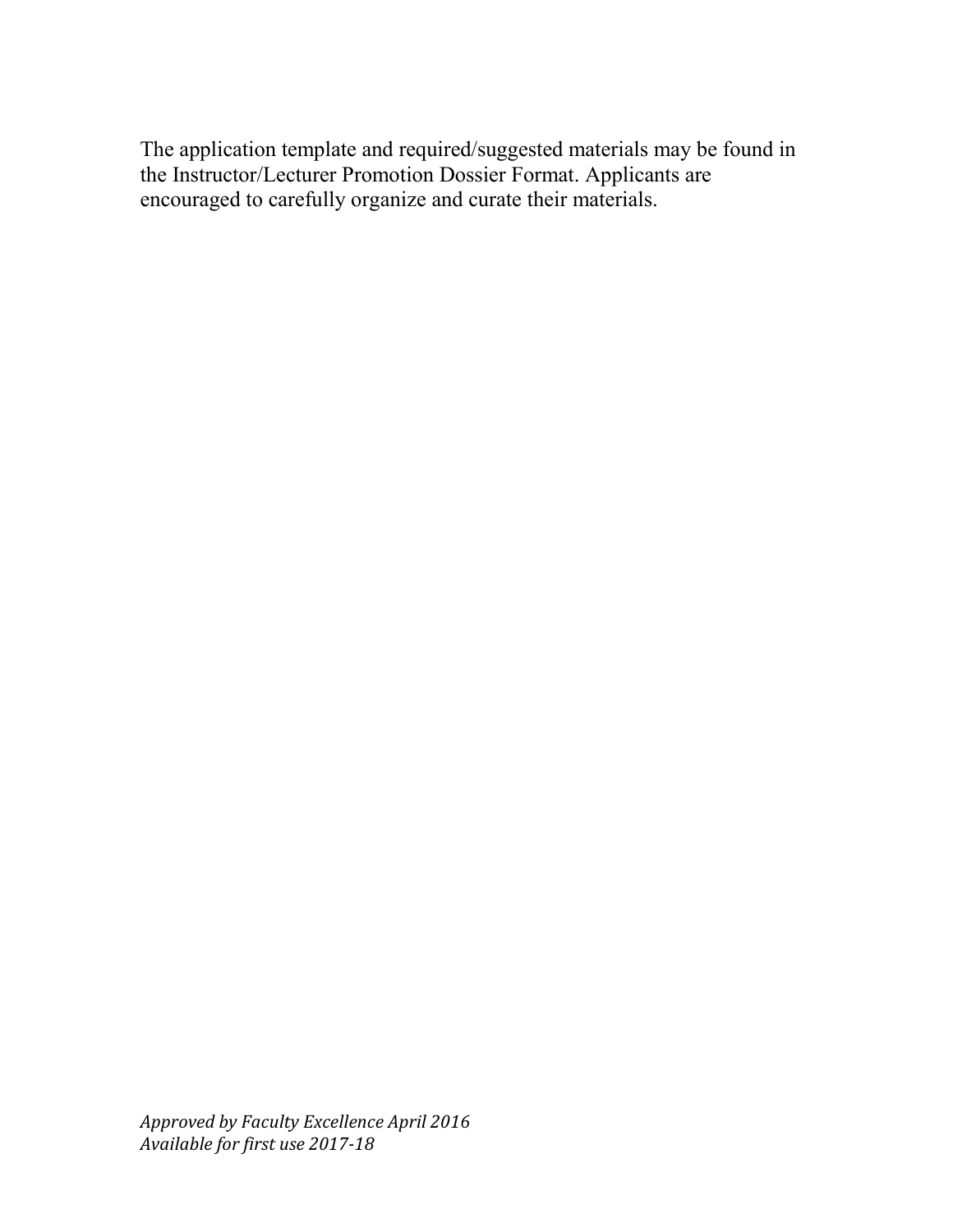The application template and required/suggested materials may be found in the Instructor/Lecturer Promotion Dossier Format. Applicants are encouraged to carefully organize and curate their materials.

*Approved by Faculty Excellence April 2016*
*Available for first use 2017-18*